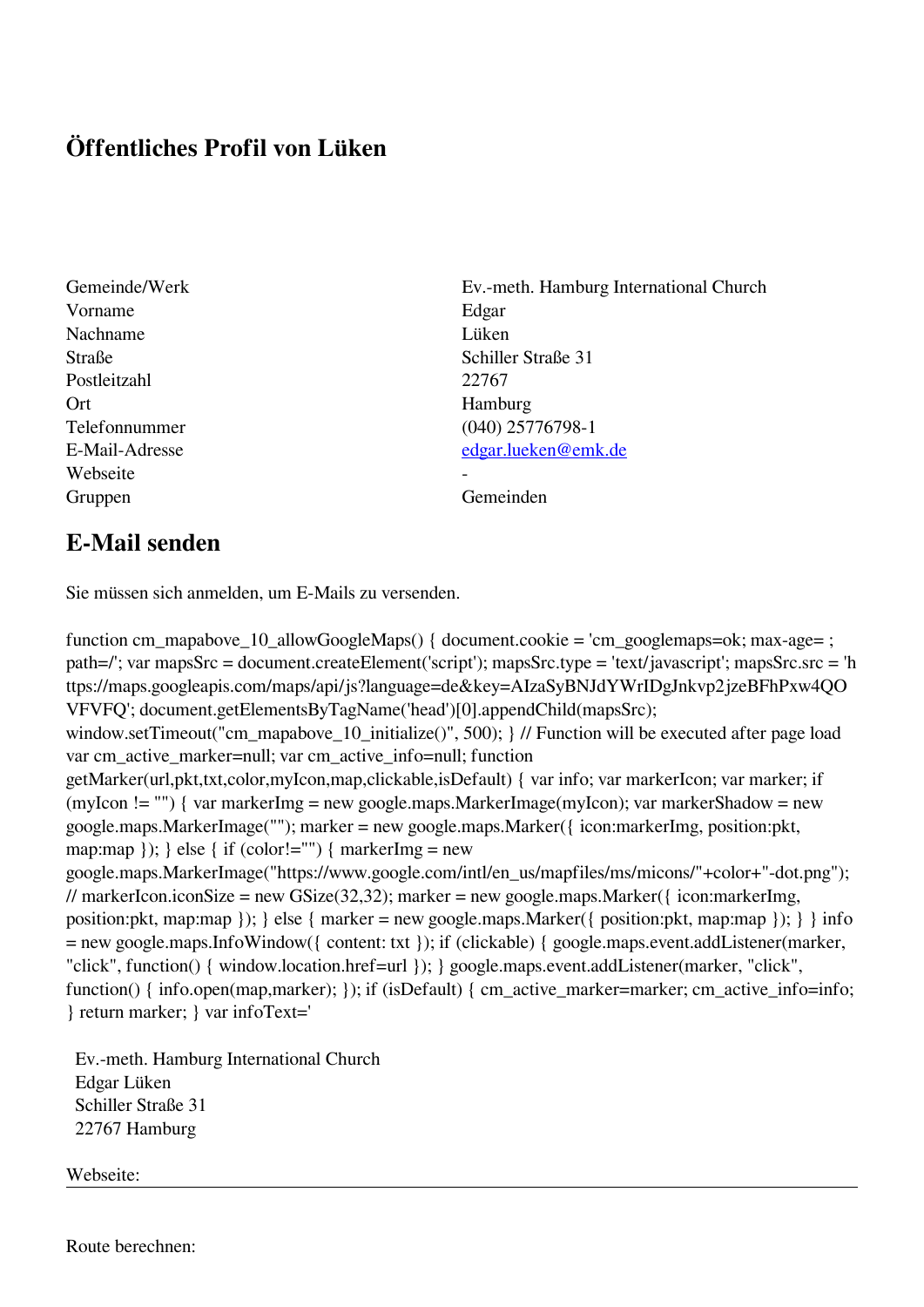# Öffentliches Profil von Lüken

| | |
|---|---|
| Gemeinde/Werk | Ev.-meth. Hamburg International Church |
| Vorname | Edgar |
| Nachname | Lüken |
| Straße | Schiller Straße 31 |
| Postleitzahl | 22767 |
| Ort | Hamburg |
| Telefonnummer | (040) 25776798-1 |
| E-Mail-Adresse | edgar.lueken@emk.de |
| Webseite | - |
| Gruppen | Gemeinden |

## E-Mail senden

Sie müssen sich anmelden, um E-Mails zu versenden.

```
function cm_mapabove_10_allowGoogleMaps() { document.cookie = 'cm_googlemaps=ok; max-age= ; path=/'; var mapsSrc = document.createElement('script'); mapsSrc.type = 'text/javascript'; mapsSrc.src = 'https://maps.googleapis.com/maps/api/js?language=de&key=AIzaSyBNJdYWrIDgJnkvp2jzeBFhPxw4QOVFVFQ'; document.getElementsByTagName('head')[0].appendChild(mapsSrc); window.setTimeout("cm_mapabove_10_initialize()", 500); } // Function will be executed after page load var cm_active_marker=null; var cm_active_info=null; function getMarker(url,pkt,txt,color,myIcon,map,clickable,isDefault) { var info; var markerIcon; var marker; if (myIcon != "") { var markerImg = new google.maps.MarkerImage(myIcon); var markerShadow = new google.maps.MarkerImage(""); marker = new google.maps.Marker({ icon:markerImg, position:pkt, map:map }); } else { if (color!="") { markerImg = new google.maps.MarkerImage("https://www.google.com/intl/en_us/mapfiles/ms/micons/"+color+"-dot.png"); // markerIcon.iconSize = new GSize(32,32); marker = new google.maps.Marker({ icon:markerImg, position:pkt, map:map }); } else { marker = new google.maps.Marker({ position:pkt, map:map }); } } info = new google.maps.InfoWindow({ content: txt }); if (clickable) { google.maps.event.addListener(marker, "click", function() { window.location.href=url }); } google.maps.event.addListener(marker, "click", function() { info.open(map,marker); }); if (isDefault) { cm_active_marker=marker; cm_active_info=info; } return marker; } var infoText='
```

Ev.-meth. Hamburg International Church
Edgar Lüken
Schiller Straße 31
22767 Hamburg

Webseite:

---

Route berechnen: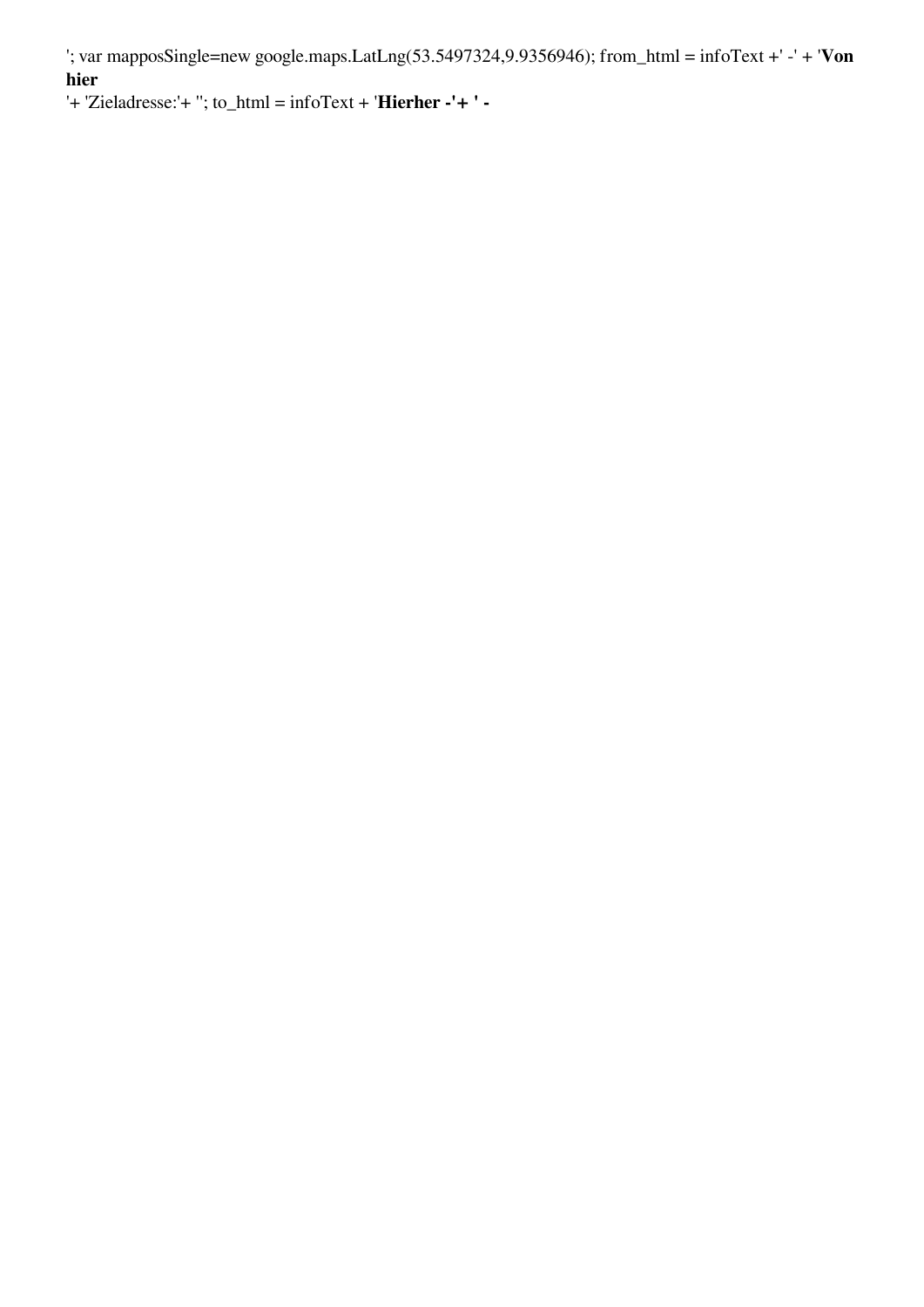'; var mapposSingle=new google.maps.LatLng(53.5497324,9.9356946); from_html = infoText +' -' + '**Von hier**

'+ 'Zieladresse:'+ ''; to_html = infoText + '**Hierher -'+ ' -**